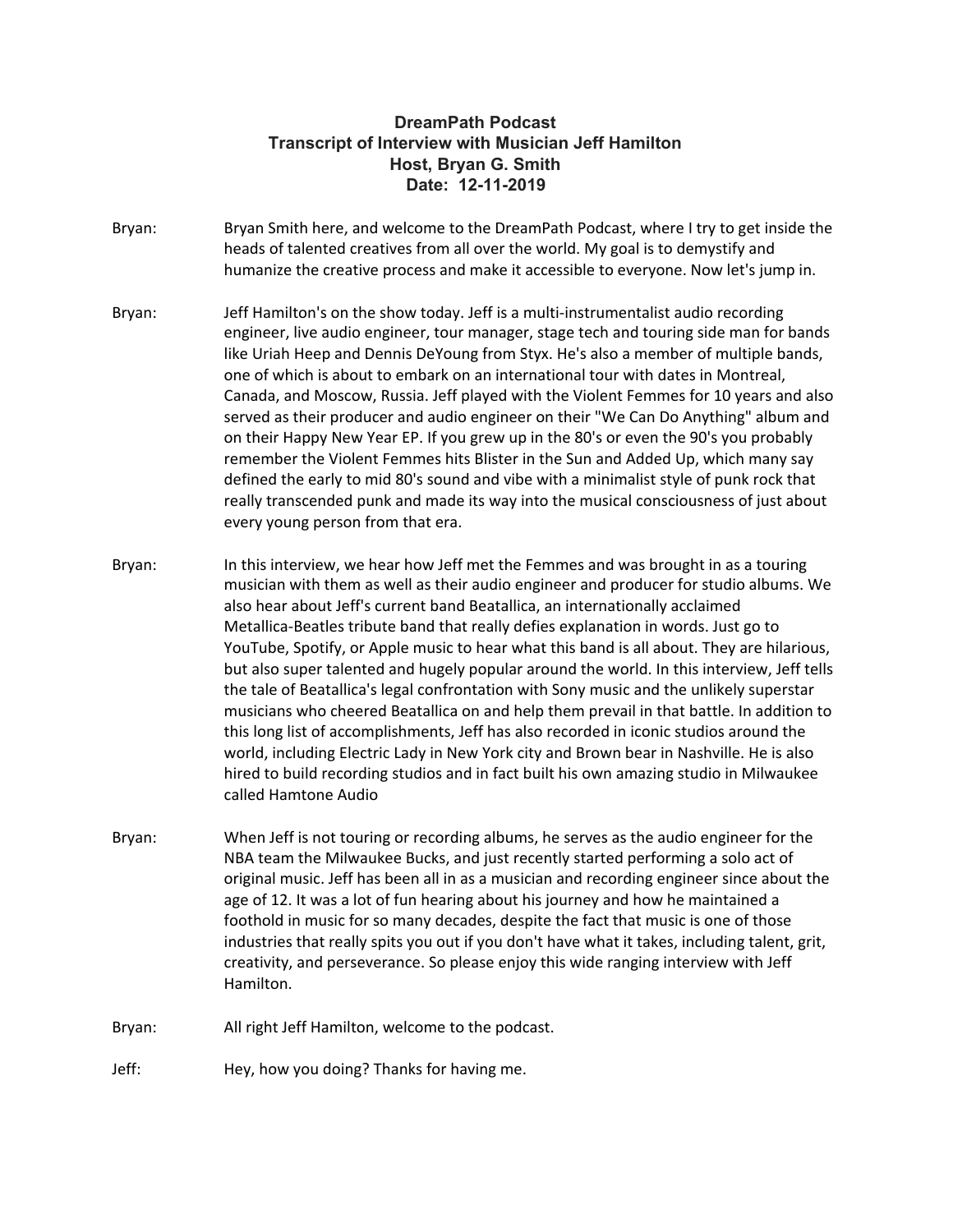# DreamPath Podcast
## Transcript of Interview with Musician Jeff Hamilton
## Host, Bryan G. Smith
## Date: 12-11-2019

Bryan: Bryan Smith here, and welcome to the DreamPath Podcast, where I try to get inside the heads of talented creatives from all over the world. My goal is to demystify and humanize the creative process and make it accessible to everyone. Now let's jump in.

Bryan: Jeff Hamilton's on the show today. Jeff is a multi-instrumentalist audio recording engineer, live audio engineer, tour manager, stage tech and touring side man for bands like Uriah Heep and Dennis DeYoung from Styx. He's also a member of multiple bands, one of which is about to embark on an international tour with dates in Montreal, Canada, and Moscow, Russia. Jeff played with the Violent Femmes for 10 years and also served as their producer and audio engineer on their "We Can Do Anything" album and on their Happy New Year EP. If you grew up in the 80's or even the 90's you probably remember the Violent Femmes hits Blister in the Sun and Added Up, which many say defined the early to mid 80's sound and vibe with a minimalist style of punk rock that really transcended punk and made its way into the musical consciousness of just about every young person from that era.

Bryan: In this interview, we hear how Jeff met the Femmes and was brought in as a touring musician with them as well as their audio engineer and producer for studio albums. We also hear about Jeff's current band Beatallica, an internationally acclaimed Metallica-Beatles tribute band that really defies explanation in words. Just go to YouTube, Spotify, or Apple music to hear what this band is all about. They are hilarious, but also super talented and hugely popular around the world. In this interview, Jeff tells the tale of Beatallica's legal confrontation with Sony music and the unlikely superstar musicians who cheered Beatallica on and help them prevail in that battle. In addition to this long list of accomplishments, Jeff has also recorded in iconic studios around the world, including Electric Lady in New York city and Brown bear in Nashville. He is also hired to build recording studios and in fact built his own amazing studio in Milwaukee called Hamtone Audio

Bryan: When Jeff is not touring or recording albums, he serves as the audio engineer for the NBA team the Milwaukee Bucks, and just recently started performing a solo act of original music. Jeff has been all in as a musician and recording engineer since about the age of 12. It was a lot of fun hearing about his journey and how he maintained a foothold in music for so many decades, despite the fact that music is one of those industries that really spits you out if you don't have what it takes, including talent, grit, creativity, and perseverance. So please enjoy this wide ranging interview with Jeff Hamilton.

Bryan: All right Jeff Hamilton, welcome to the podcast.

Jeff: Hey, how you doing? Thanks for having me.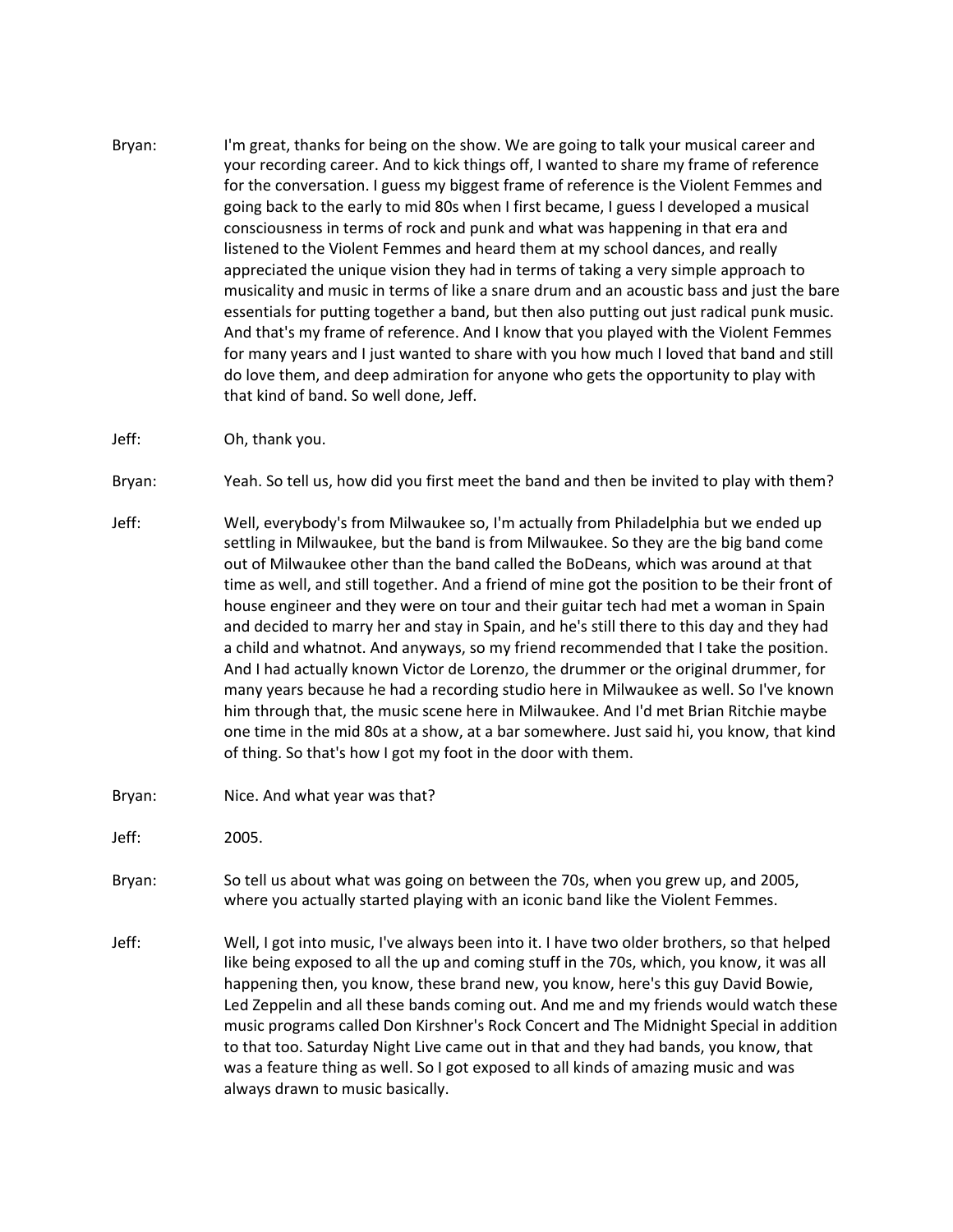Bryan: I'm great, thanks for being on the show. We are going to talk your musical career and your recording career. And to kick things off, I wanted to share my frame of reference for the conversation. I guess my biggest frame of reference is the Violent Femmes and going back to the early to mid 80s when I first became, I guess I developed a musical consciousness in terms of rock and punk and what was happening in that era and listened to the Violent Femmes and heard them at my school dances, and really appreciated the unique vision they had in terms of taking a very simple approach to musicality and music in terms of like a snare drum and an acoustic bass and just the bare essentials for putting together a band, but then also putting out just radical punk music. And that's my frame of reference. And I know that you played with the Violent Femmes for many years and I just wanted to share with you how much I loved that band and still do love them, and deep admiration for anyone who gets the opportunity to play with that kind of band. So well done, Jeff.

Jeff: Oh, thank you.

Bryan: Yeah. So tell us, how did you first meet the band and then be invited to play with them?

Jeff: Well, everybody's from Milwaukee so, I'm actually from Philadelphia but we ended up settling in Milwaukee, but the band is from Milwaukee. So they are the big band come out of Milwaukee other than the band called the BoDeans, which was around at that time as well, and still together. And a friend of mine got the position to be their front of house engineer and they were on tour and their guitar tech had met a woman in Spain and decided to marry her and stay in Spain, and he's still there to this day and they had a child and whatnot. And anyways, so my friend recommended that I take the position. And I had actually known Victor de Lorenzo, the drummer or the original drummer, for many years because he had a recording studio here in Milwaukee as well. So I've known him through that, the music scene here in Milwaukee. And I'd met Brian Ritchie maybe one time in the mid 80s at a show, at a bar somewhere. Just said hi, you know, that kind of thing. So that's how I got my foot in the door with them.

Bryan: Nice. And what year was that?

Jeff: 2005.

Bryan: So tell us about what was going on between the 70s, when you grew up, and 2005, where you actually started playing with an iconic band like the Violent Femmes.

Jeff: Well, I got into music, I've always been into it. I have two older brothers, so that helped like being exposed to all the up and coming stuff in the 70s, which, you know, it was all happening then, you know, these brand new, you know, here's this guy David Bowie, Led Zeppelin and all these bands coming out. And me and my friends would watch these music programs called Don Kirshner's Rock Concert and The Midnight Special in addition to that too. Saturday Night Live came out in that and they had bands, you know, that was a feature thing as well. So I got exposed to all kinds of amazing music and was always drawn to music basically.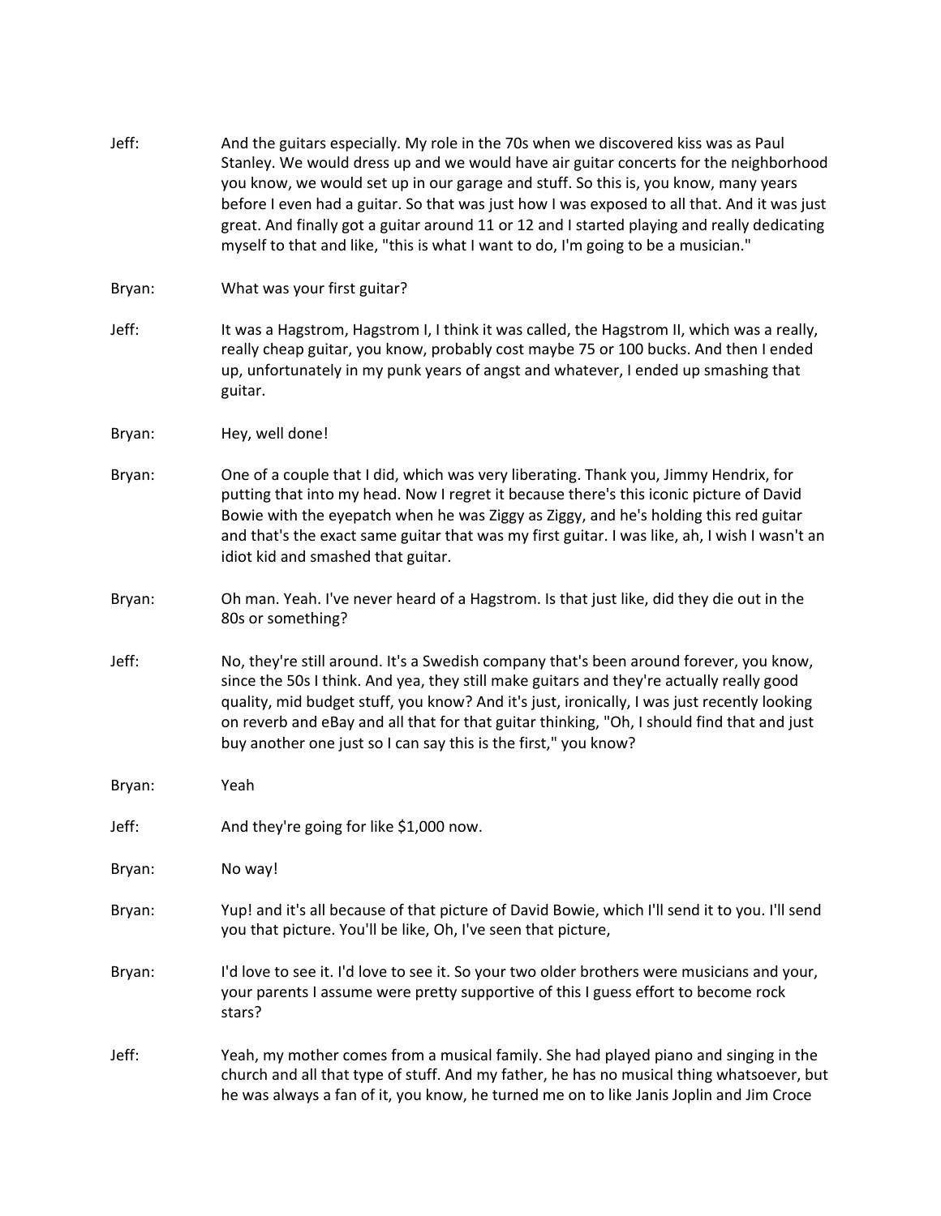Jeff: And the guitars especially. My role in the 70s when we discovered kiss was as Paul Stanley. We would dress up and we would have air guitar concerts for the neighborhood you know, we would set up in our garage and stuff. So this is, you know, many years before I even had a guitar. So that was just how I was exposed to all that. And it was just great. And finally got a guitar around 11 or 12 and I started playing and really dedicating myself to that and like, "this is what I want to do, I'm going to be a musician."

Bryan: What was your first guitar?

Jeff: It was a Hagstrom, Hagstrom I, I think it was called, the Hagstrom II, which was a really, really cheap guitar, you know, probably cost maybe 75 or 100 bucks. And then I ended up, unfortunately in my punk years of angst and whatever, I ended up smashing that guitar.

Bryan: Hey, well done!

Bryan: One of a couple that I did, which was very liberating. Thank you, Jimmy Hendrix, for putting that into my head. Now I regret it because there's this iconic picture of David Bowie with the eyepatch when he was Ziggy as Ziggy, and he's holding this red guitar and that's the exact same guitar that was my first guitar. I was like, ah, I wish I wasn't an idiot kid and smashed that guitar.

Bryan: Oh man. Yeah. I've never heard of a Hagstrom. Is that just like, did they die out in the 80s or something?

Jeff: No, they're still around. It's a Swedish company that's been around forever, you know, since the 50s I think. And yea, they still make guitars and they're actually really good quality, mid budget stuff, you know? And it's just, ironically, I was just recently looking on reverb and eBay and all that for that guitar thinking, "Oh, I should find that and just buy another one just so I can say this is the first," you know?

Bryan: Yeah

Jeff: And they're going for like $1,000 now.

Bryan: No way!

Bryan: Yup! and it's all because of that picture of David Bowie, which I'll send it to you. I'll send you that picture. You'll be like, Oh, I've seen that picture,

Bryan: I'd love to see it. I'd love to see it. So your two older brothers were musicians and your, your parents I assume were pretty supportive of this I guess effort to become rock stars?

Jeff: Yeah, my mother comes from a musical family. She had played piano and singing in the church and all that type of stuff. And my father, he has no musical thing whatsoever, but he was always a fan of it, you know, he turned me on to like Janis Joplin and Jim Croce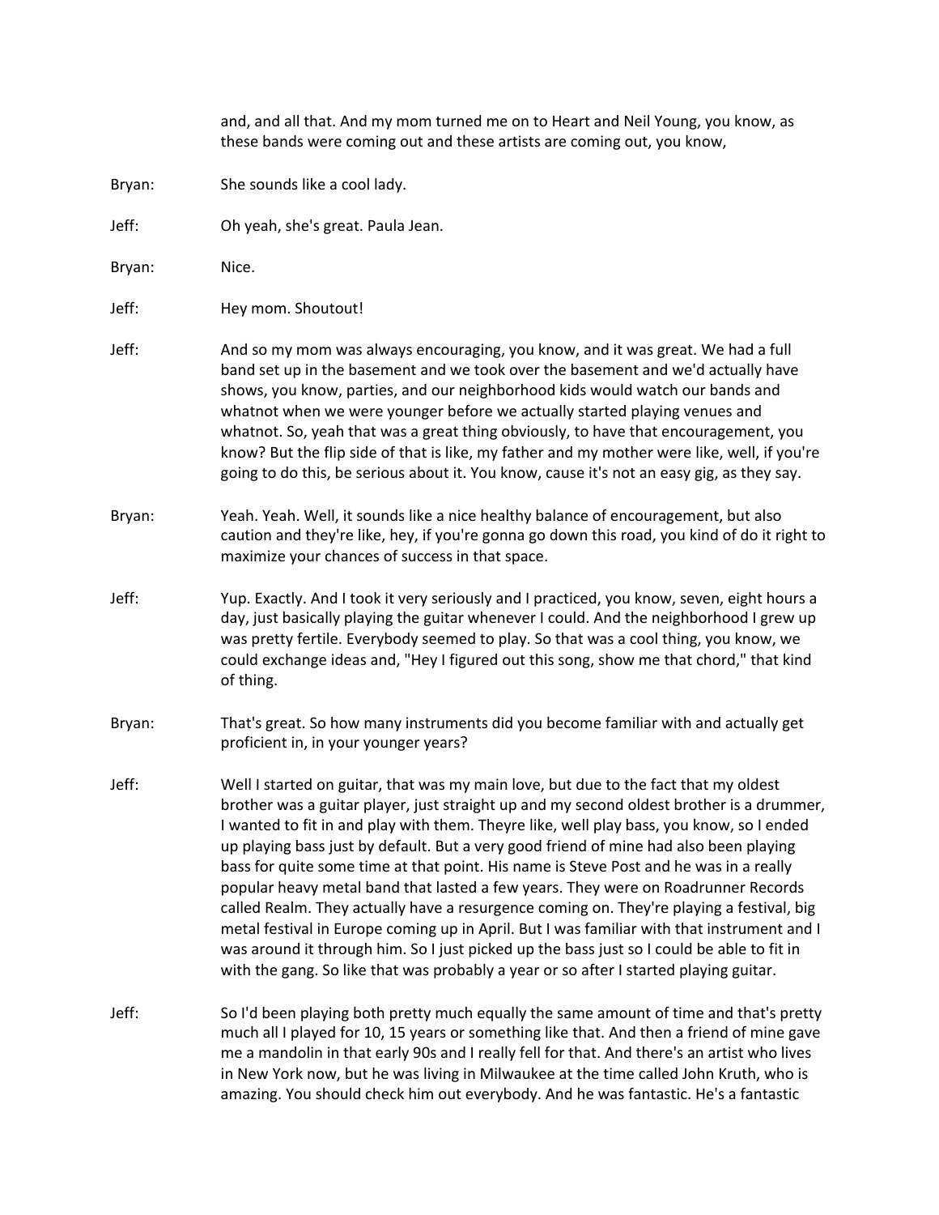and, and all that. And my mom turned me on to Heart and Neil Young, you know, as these bands were coming out and these artists are coming out, you know,

Bryan: She sounds like a cool lady.

Jeff: Oh yeah, she's great. Paula Jean.

Bryan: Nice.

Jeff: Hey mom. Shoutout!

Jeff: And so my mom was always encouraging, you know, and it was great. We had a full band set up in the basement and we took over the basement and we'd actually have shows, you know, parties, and our neighborhood kids would watch our bands and whatnot when we were younger before we actually started playing venues and whatnot. So, yeah that was a great thing obviously, to have that encouragement, you know? But the flip side of that is like, my father and my mother were like, well, if you're going to do this, be serious about it. You know, cause it's not an easy gig, as they say.

Bryan: Yeah. Yeah. Well, it sounds like a nice healthy balance of encouragement, but also caution and they're like, hey, if you're gonna go down this road, you kind of do it right to maximize your chances of success in that space.

Jeff: Yup. Exactly. And I took it very seriously and I practiced, you know, seven, eight hours a day, just basically playing the guitar whenever I could. And the neighborhood I grew up was pretty fertile. Everybody seemed to play. So that was a cool thing, you know, we could exchange ideas and, "Hey I figured out this song, show me that chord," that kind of thing.

Bryan: That's great. So how many instruments did you become familiar with and actually get proficient in, in your younger years?

Jeff: Well I started on guitar, that was my main love, but due to the fact that my oldest brother was a guitar player, just straight up and my second oldest brother is a drummer, I wanted to fit in and play with them. Theyre like, well play bass, you know, so I ended up playing bass just by default. But a very good friend of mine had also been playing bass for quite some time at that point. His name is Steve Post and he was in a really popular heavy metal band that lasted a few years. They were on Roadrunner Records called Realm. They actually have a resurgence coming on. They're playing a festival, big metal festival in Europe coming up in April. But I was familiar with that instrument and I was around it through him. So I just picked up the bass just so I could be able to fit in with the gang. So like that was probably a year or so after I started playing guitar.

Jeff: So I'd been playing both pretty much equally the same amount of time and that's pretty much all I played for 10, 15 years or something like that. And then a friend of mine gave me a mandolin in that early 90s and I really fell for that. And there's an artist who lives in New York now, but he was living in Milwaukee at the time called John Kruth, who is amazing. You should check him out everybody. And he was fantastic. He's a fantastic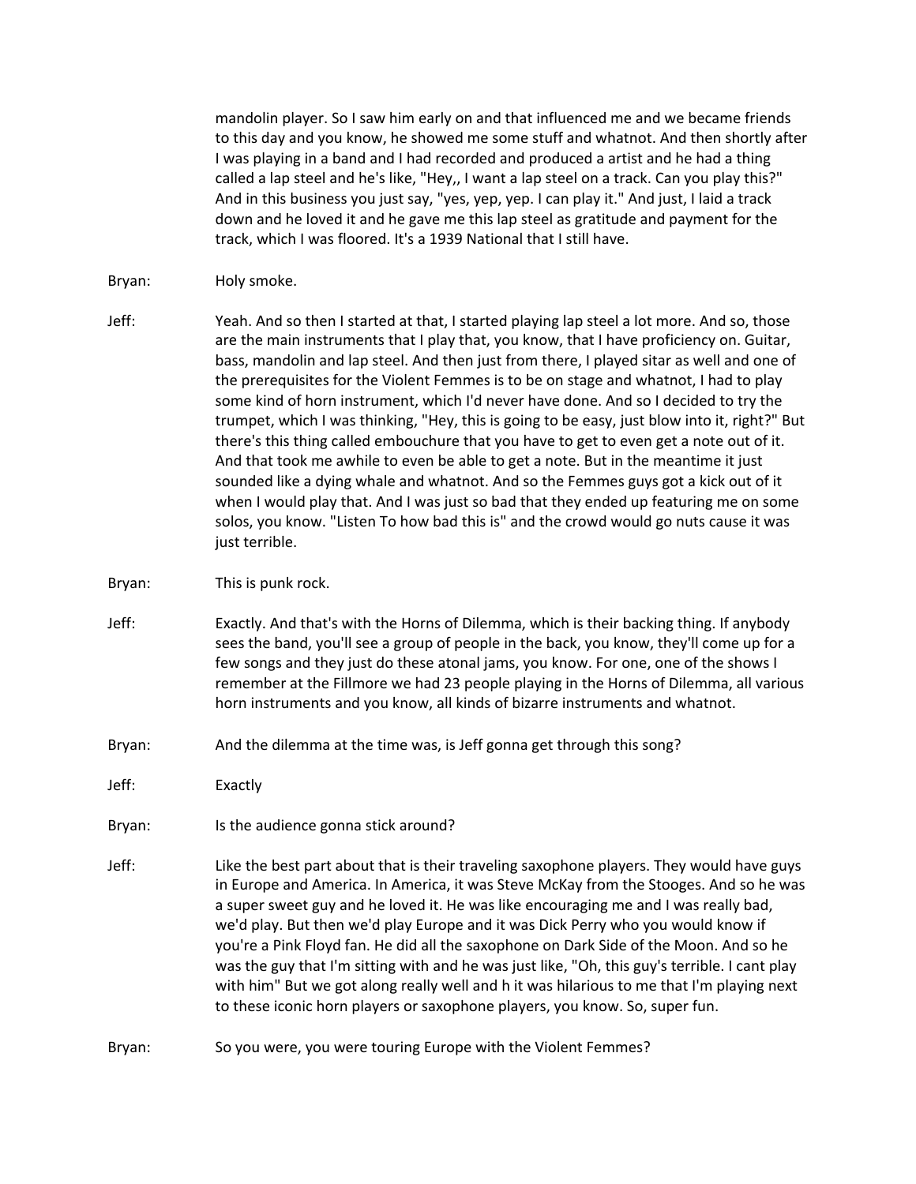mandolin player. So I saw him early on and that influenced me and we became friends to this day and you know, he showed me some stuff and whatnot. And then shortly after I was playing in a band and I had recorded and produced a artist and he had a thing called a lap steel and he's like, "Hey,, I want a lap steel on a track. Can you play this?" And in this business you just say, "yes, yep, yep. I can play it." And just, I laid a track down and he loved it and he gave me this lap steel as gratitude and payment for the track, which I was floored. It's a 1939 National that I still have.

Bryan: Holy smoke.

Jeff: Yeah. And so then I started at that, I started playing lap steel a lot more. And so, those are the main instruments that I play that, you know, that I have proficiency on. Guitar, bass, mandolin and lap steel. And then just from there, I played sitar as well and one of the prerequisites for the Violent Femmes is to be on stage and whatnot, I had to play some kind of horn instrument, which I'd never have done. And so I decided to try the trumpet, which I was thinking, "Hey, this is going to be easy, just blow into it, right?" But there's this thing called embouchure that you have to get to even get a note out of it. And that took me awhile to even be able to get a note. But in the meantime it just sounded like a dying whale and whatnot. And so the Femmes guys got a kick out of it when I would play that. And I was just so bad that they ended up featuring me on some solos, you know. "Listen To how bad this is" and the crowd would go nuts cause it was just terrible.

Bryan: This is punk rock.

Jeff: Exactly. And that's with the Horns of Dilemma, which is their backing thing. If anybody sees the band, you'll see a group of people in the back, you know, they'll come up for a few songs and they just do these atonal jams, you know. For one, one of the shows I remember at the Fillmore we had 23 people playing in the Horns of Dilemma, all various horn instruments and you know, all kinds of bizarre instruments and whatnot.

Bryan: And the dilemma at the time was, is Jeff gonna get through this song?

Jeff: Exactly

Bryan: Is the audience gonna stick around?

Jeff: Like the best part about that is their traveling saxophone players. They would have guys in Europe and America. In America, it was Steve McKay from the Stooges. And so he was a super sweet guy and he loved it. He was like encouraging me and I was really bad, we'd play. But then we'd play Europe and it was Dick Perry who you would know if you're a Pink Floyd fan. He did all the saxophone on Dark Side of the Moon. And so he was the guy that I'm sitting with and he was just like, "Oh, this guy's terrible. I cant play with him" But we got along really well and h it was hilarious to me that I'm playing next to these iconic horn players or saxophone players, you know. So, super fun.

Bryan: So you were, you were touring Europe with the Violent Femmes?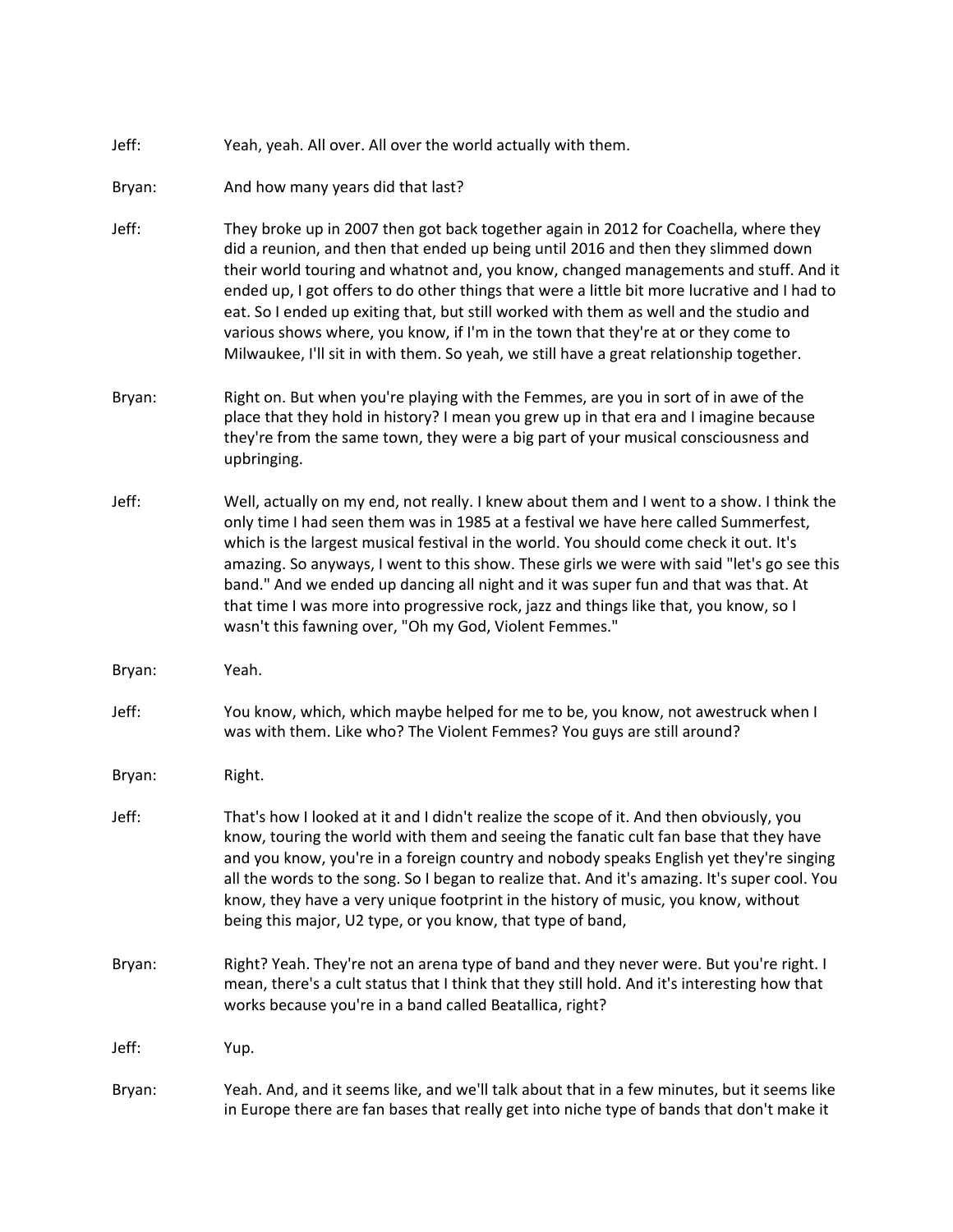Jeff: Yeah, yeah. All over. All over the world actually with them.

Bryan: And how many years did that last?

Jeff: They broke up in 2007 then got back together again in 2012 for Coachella, where they did a reunion, and then that ended up being until 2016 and then they slimmed down their world touring and whatnot and, you know, changed managements and stuff. And it ended up, I got offers to do other things that were a little bit more lucrative and I had to eat. So I ended up exiting that, but still worked with them as well and the studio and various shows where, you know, if I'm in the town that they're at or they come to Milwaukee, I'll sit in with them. So yeah, we still have a great relationship together.

Bryan: Right on. But when you're playing with the Femmes, are you in sort of in awe of the place that they hold in history? I mean you grew up in that era and I imagine because they're from the same town, they were a big part of your musical consciousness and upbringing.

Jeff: Well, actually on my end, not really. I knew about them and I went to a show. I think the only time I had seen them was in 1985 at a festival we have here called Summerfest, which is the largest musical festival in the world. You should come check it out. It's amazing. So anyways, I went to this show. These girls we were with said "let's go see this band." And we ended up dancing all night and it was super fun and that was that. At that time I was more into progressive rock, jazz and things like that, you know, so I wasn't this fawning over, "Oh my God, Violent Femmes."

Bryan: Yeah.

Jeff: You know, which, which maybe helped for me to be, you know, not awestruck when I was with them. Like who? The Violent Femmes? You guys are still around?

Bryan: Right.

Jeff: That's how I looked at it and I didn't realize the scope of it. And then obviously, you know, touring the world with them and seeing the fanatic cult fan base that they have and you know, you're in a foreign country and nobody speaks English yet they're singing all the words to the song. So I began to realize that. And it's amazing. It's super cool. You know, they have a very unique footprint in the history of music, you know, without being this major, U2 type, or you know, that type of band,

Bryan: Right? Yeah. They're not an arena type of band and they never were. But you're right. I mean, there's a cult status that I think that they still hold. And it's interesting how that works because you're in a band called Beatallica, right?

Jeff: Yup.

Bryan: Yeah. And, and it seems like, and we'll talk about that in a few minutes, but it seems like in Europe there are fan bases that really get into niche type of bands that don't make it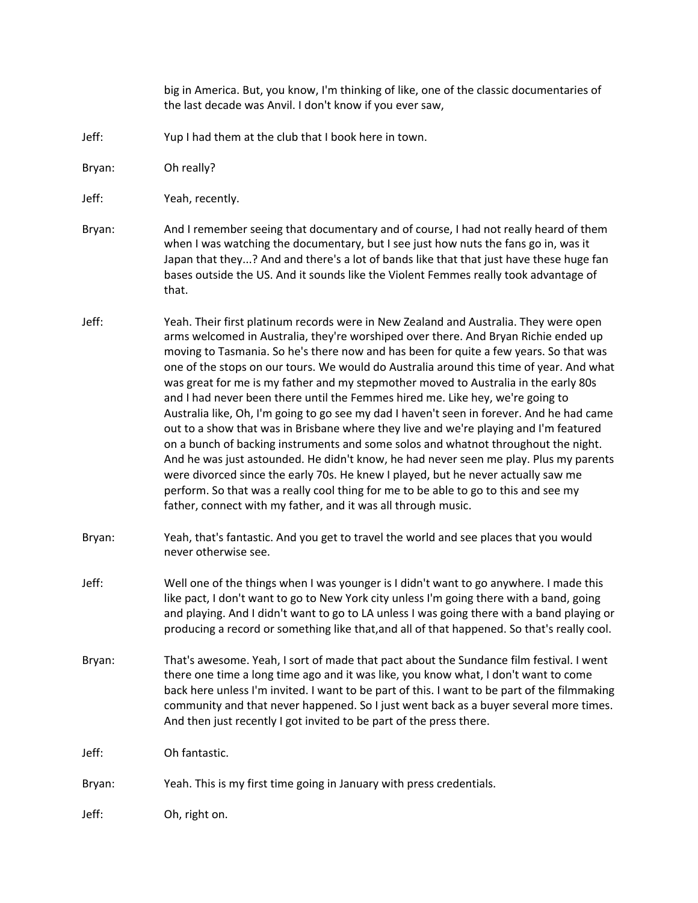big in America. But, you know, I'm thinking of like, one of the classic documentaries of the last decade was Anvil. I don't know if you ever saw,

Jeff: Yup I had them at the club that I book here in town.

Bryan: Oh really?

Jeff: Yeah, recently.

Bryan: And I remember seeing that documentary and of course, I had not really heard of them when I was watching the documentary, but I see just how nuts the fans go in, was it Japan that they...? And and there's a lot of bands like that that just have these huge fan bases outside the US. And it sounds like the Violent Femmes really took advantage of that.

Jeff: Yeah. Their first platinum records were in New Zealand and Australia. They were open arms welcomed in Australia, they're worshiped over there. And Bryan Richie ended up moving to Tasmania. So he's there now and has been for quite a few years. So that was one of the stops on our tours. We would do Australia around this time of year. And what was great for me is my father and my stepmother moved to Australia in the early 80s and I had never been there until the Femmes hired me. Like hey, we're going to Australia like, Oh, I'm going to go see my dad I haven't seen in forever. And he had came out to a show that was in Brisbane where they live and we're playing and I'm featured on a bunch of backing instruments and some solos and whatnot throughout the night. And he was just astounded. He didn't know, he had never seen me play. Plus my parents were divorced since the early 70s. He knew I played, but he never actually saw me perform. So that was a really cool thing for me to be able to go to this and see my father, connect with my father, and it was all through music.

Bryan: Yeah, that's fantastic. And you get to travel the world and see places that you would never otherwise see.

Jeff: Well one of the things when I was younger is I didn't want to go anywhere. I made this like pact, I don't want to go to New York city unless I'm going there with a band, going and playing. And I didn't want to go to LA unless I was going there with a band playing or producing a record or something like that,and all of that happened. So that's really cool.

Bryan: That's awesome. Yeah, I sort of made that pact about the Sundance film festival. I went there one time a long time ago and it was like, you know what, I don't want to come back here unless I'm invited. I want to be part of this. I want to be part of the filmmaking community and that never happened. So I just went back as a buyer several more times. And then just recently I got invited to be part of the press there.

Jeff: Oh fantastic.

Bryan: Yeah. This is my first time going in January with press credentials.

Jeff: Oh, right on.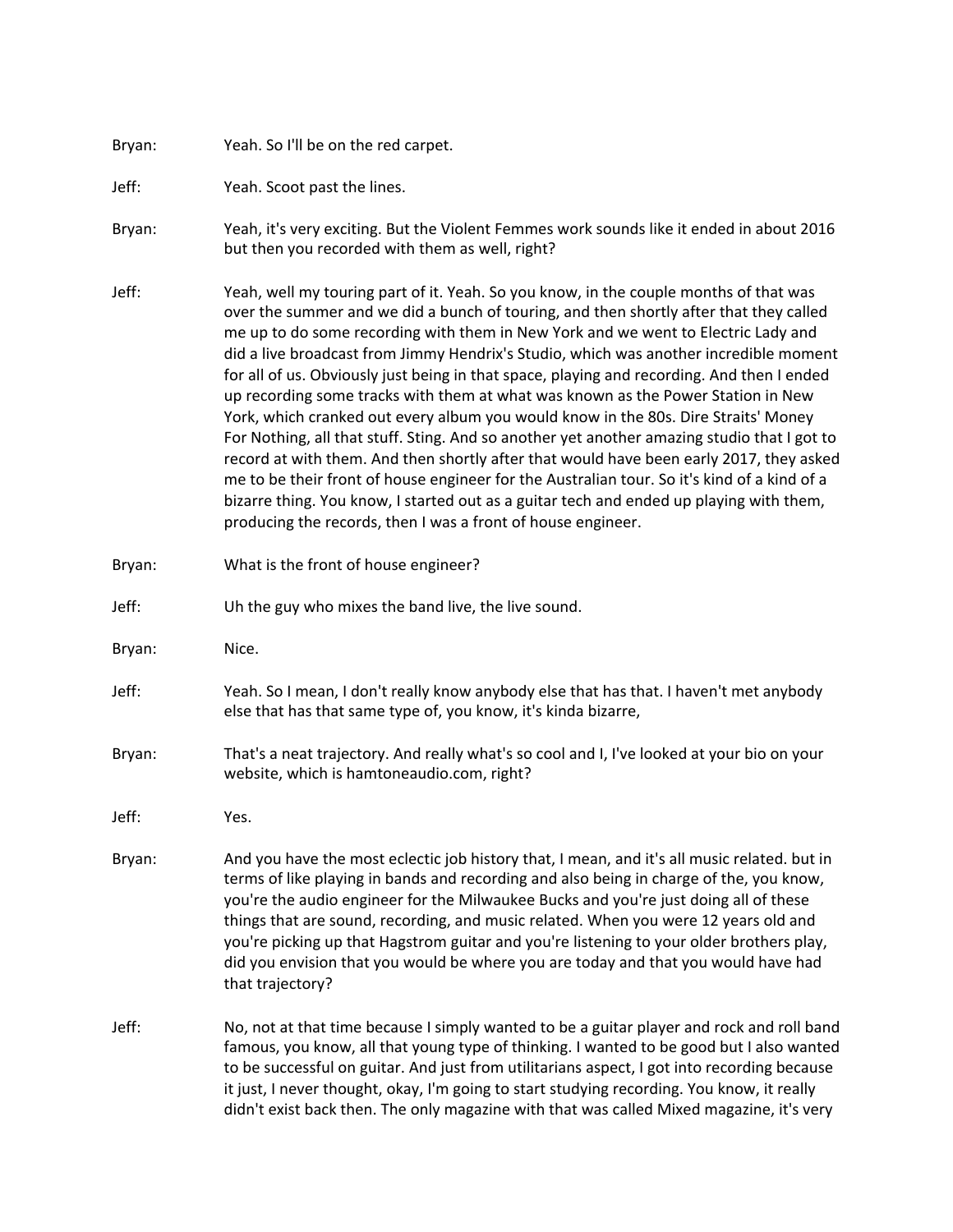Bryan: Yeah. So I'll be on the red carpet.

Jeff: Yeah. Scoot past the lines.

Bryan: Yeah, it's very exciting. But the Violent Femmes work sounds like it ended in about 2016 but then you recorded with them as well, right?

Jeff: Yeah, well my touring part of it. Yeah. So you know, in the couple months of that was over the summer and we did a bunch of touring, and then shortly after that they called me up to do some recording with them in New York and we went to Electric Lady and did a live broadcast from Jimmy Hendrix's Studio, which was another incredible moment for all of us. Obviously just being in that space, playing and recording. And then I ended up recording some tracks with them at what was known as the Power Station in New York, which cranked out every album you would know in the 80s. Dire Straits' Money For Nothing, all that stuff. Sting. And so another yet another amazing studio that I got to record at with them. And then shortly after that would have been early 2017, they asked me to be their front of house engineer for the Australian tour. So it's kind of a kind of a bizarre thing. You know, I started out as a guitar tech and ended up playing with them, producing the records, then I was a front of house engineer.

Bryan: What is the front of house engineer?

Jeff: Uh the guy who mixes the band live, the live sound.

Bryan: Nice.

Jeff: Yeah. So I mean, I don't really know anybody else that has that. I haven't met anybody else that has that same type of, you know, it's kinda bizarre,

Bryan: That's a neat trajectory. And really what's so cool and I, I've looked at your bio on your website, which is hamtoneaudio.com, right?

Jeff: Yes.

Bryan: And you have the most eclectic job history that, I mean, and it's all music related. but in terms of like playing in bands and recording and also being in charge of the, you know, you're the audio engineer for the Milwaukee Bucks and you're just doing all of these things that are sound, recording, and music related. When you were 12 years old and you're picking up that Hagstrom guitar and you're listening to your older brothers play, did you envision that you would be where you are today and that you would have had that trajectory?

Jeff: No, not at that time because I simply wanted to be a guitar player and rock and roll band famous, you know, all that young type of thinking. I wanted to be good but I also wanted to be successful on guitar. And just from utilitarians aspect, I got into recording because it just, I never thought, okay, I'm going to start studying recording. You know, it really didn't exist back then. The only magazine with that was called Mixed magazine, it's very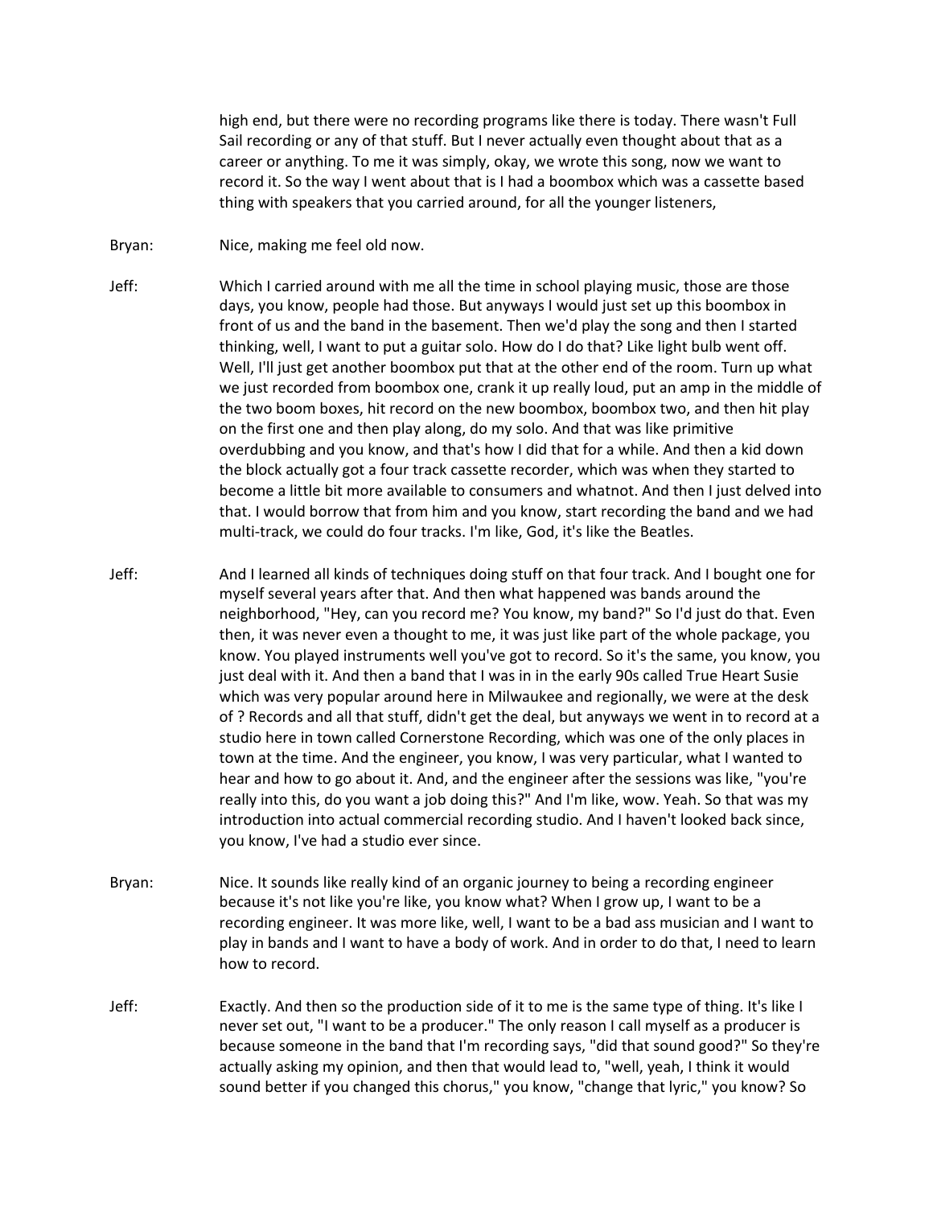high end, but there were no recording programs like there is today. There wasn't Full Sail recording or any of that stuff. But I never actually even thought about that as a career or anything. To me it was simply, okay, we wrote this song, now we want to record it. So the way I went about that is I had a boombox which was a cassette based thing with speakers that you carried around, for all the younger listeners,

Bryan: Nice, making me feel old now.

Jeff: Which I carried around with me all the time in school playing music, those are those days, you know, people had those. But anyways I would just set up this boombox in front of us and the band in the basement. Then we'd play the song and then I started thinking, well, I want to put a guitar solo. How do I do that? Like light bulb went off. Well, I'll just get another boombox put that at the other end of the room. Turn up what we just recorded from boombox one, crank it up really loud, put an amp in the middle of the two boom boxes, hit record on the new boombox, boombox two, and then hit play on the first one and then play along, do my solo. And that was like primitive overdubbing and you know, and that's how I did that for a while. And then a kid down the block actually got a four track cassette recorder, which was when they started to become a little bit more available to consumers and whatnot. And then I just delved into that. I would borrow that from him and you know, start recording the band and we had multi-track, we could do four tracks. I'm like, God, it's like the Beatles.

Jeff: And I learned all kinds of techniques doing stuff on that four track. And I bought one for myself several years after that. And then what happened was bands around the neighborhood, "Hey, can you record me? You know, my band?" So I'd just do that. Even then, it was never even a thought to me, it was just like part of the whole package, you know. You played instruments well you've got to record. So it's the same, you know, you just deal with it. And then a band that I was in in the early 90s called True Heart Susie which was very popular around here in Milwaukee and regionally, we were at the desk of ? Records and all that stuff, didn't get the deal, but anyways we went in to record at a studio here in town called Cornerstone Recording, which was one of the only places in town at the time. And the engineer, you know, I was very particular, what I wanted to hear and how to go about it. And, and the engineer after the sessions was like, "you're really into this, do you want a job doing this?" And I'm like, wow. Yeah. So that was my introduction into actual commercial recording studio. And I haven't looked back since, you know, I've had a studio ever since.

Bryan: Nice. It sounds like really kind of an organic journey to being a recording engineer because it's not like you're like, you know what? When I grow up, I want to be a recording engineer. It was more like, well, I want to be a bad ass musician and I want to play in bands and I want to have a body of work. And in order to do that, I need to learn how to record.

Jeff: Exactly. And then so the production side of it to me is the same type of thing. It's like I never set out, "I want to be a producer." The only reason I call myself as a producer is because someone in the band that I'm recording says, "did that sound good?" So they're actually asking my opinion, and then that would lead to, "well, yeah, I think it would sound better if you changed this chorus," you know, "change that lyric," you know? So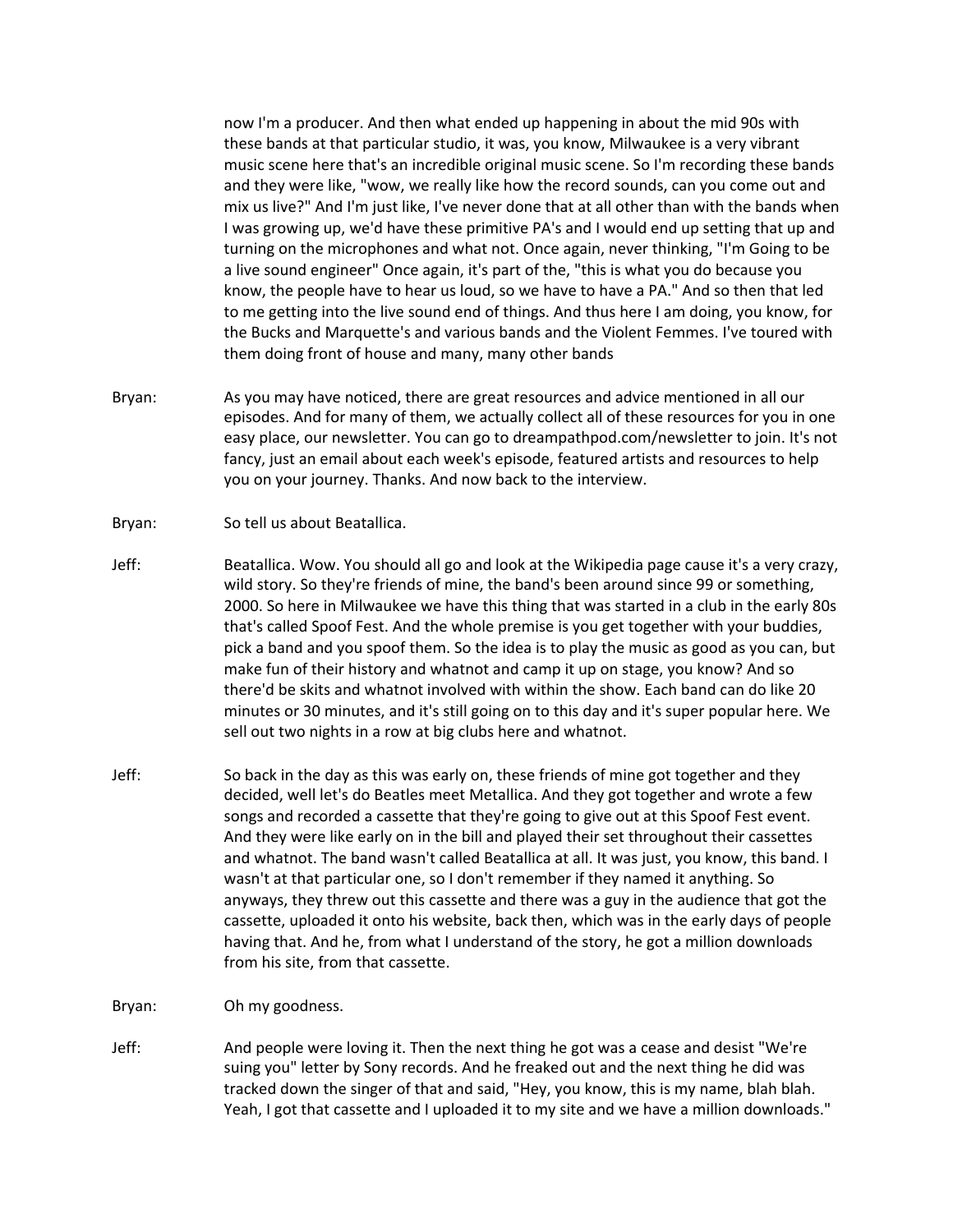now I'm a producer. And then what ended up happening in about the mid 90s with these bands at that particular studio, it was, you know, Milwaukee is a very vibrant music scene here that's an incredible original music scene. So I'm recording these bands and they were like, "wow, we really like how the record sounds, can you come out and mix us live?" And I'm just like, I've never done that at all other than with the bands when I was growing up, we'd have these primitive PA's and I would end up setting that up and turning on the microphones and what not. Once again, never thinking, "I'm Going to be a live sound engineer" Once again, it's part of the, "this is what you do because you know, the people have to hear us loud, so we have to have a PA." And so then that led to me getting into the live sound end of things. And thus here I am doing, you know, for the Bucks and Marquette's and various bands and the Violent Femmes. I've toured with them doing front of house and many, many other bands

Bryan: As you may have noticed, there are great resources and advice mentioned in all our episodes. And for many of them, we actually collect all of these resources for you in one easy place, our newsletter. You can go to dreampathpod.com/newsletter to join. It's not fancy, just an email about each week's episode, featured artists and resources to help you on your journey. Thanks. And now back to the interview.

Bryan: So tell us about Beatallica.

Jeff: Beatallica. Wow. You should all go and look at the Wikipedia page cause it's a very crazy, wild story. So they're friends of mine, the band's been around since 99 or something, 2000. So here in Milwaukee we have this thing that was started in a club in the early 80s that's called Spoof Fest. And the whole premise is you get together with your buddies, pick a band and you spoof them. So the idea is to play the music as good as you can, but make fun of their history and whatnot and camp it up on stage, you know? And so there'd be skits and whatnot involved with within the show. Each band can do like 20 minutes or 30 minutes, and it's still going on to this day and it's super popular here. We sell out two nights in a row at big clubs here and whatnot.

Jeff: So back in the day as this was early on, these friends of mine got together and they decided, well let's do Beatles meet Metallica. And they got together and wrote a few songs and recorded a cassette that they're going to give out at this Spoof Fest event. And they were like early on in the bill and played their set throughout their cassettes and whatnot. The band wasn't called Beatallica at all. It was just, you know, this band. I wasn't at that particular one, so I don't remember if they named it anything. So anyways, they threw out this cassette and there was a guy in the audience that got the cassette, uploaded it onto his website, back then, which was in the early days of people having that. And he, from what I understand of the story, he got a million downloads from his site, from that cassette.

Bryan: Oh my goodness.

Jeff: And people were loving it. Then the next thing he got was a cease and desist "We're suing you" letter by Sony records. And he freaked out and the next thing he did was tracked down the singer of that and said, "Hey, you know, this is my name, blah blah. Yeah, I got that cassette and I uploaded it to my site and we have a million downloads."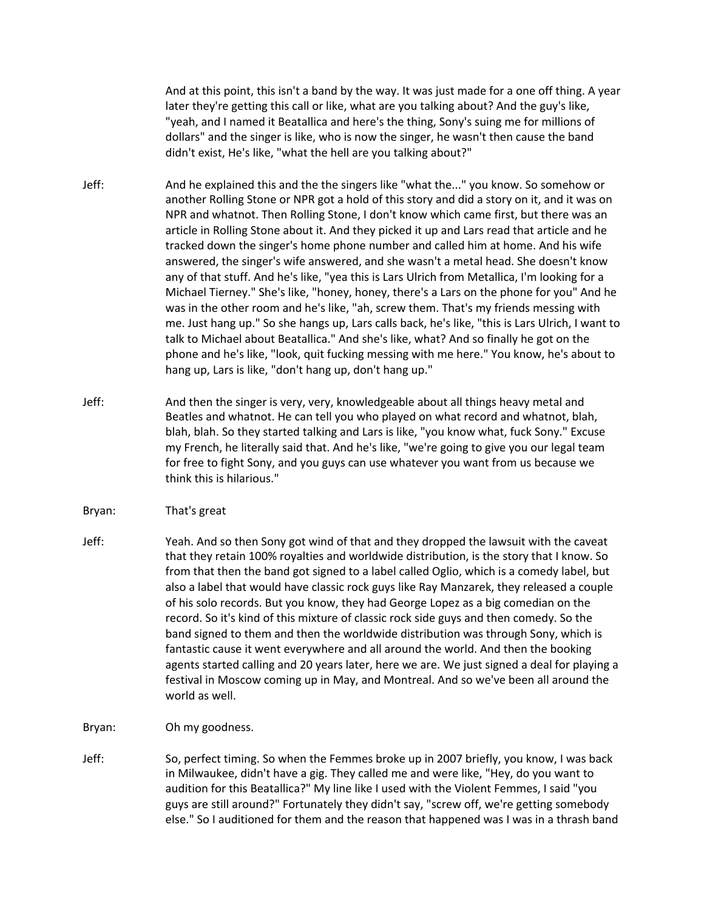And at this point, this isn't a band by the way. It was just made for a one off thing. A year later they're getting this call or like, what are you talking about? And the guy's like, "yeah, and I named it Beatallica and here's the thing, Sony's suing me for millions of dollars" and the singer is like, who is now the singer, he wasn't then cause the band didn't exist, He's like, "what the hell are you talking about?"

Jeff: And he explained this and the the singers like "what the..." you know. So somehow or another Rolling Stone or NPR got a hold of this story and did a story on it, and it was on NPR and whatnot. Then Rolling Stone, I don't know which came first, but there was an article in Rolling Stone about it. And they picked it up and Lars read that article and he tracked down the singer's home phone number and called him at home. And his wife answered, the singer's wife answered, and she wasn't a metal head. She doesn't know any of that stuff. And he's like, "yea this is Lars Ulrich from Metallica, I'm looking for a Michael Tierney." She's like, "honey, honey, there's a Lars on the phone for you" And he was in the other room and he's like, "ah, screw them. That's my friends messing with me. Just hang up." So she hangs up, Lars calls back, he's like, "this is Lars Ulrich, I want to talk to Michael about Beatallica." And she's like, what? And so finally he got on the phone and he's like, "look, quit fucking messing with me here." You know, he's about to hang up, Lars is like, "don't hang up, don't hang up."

Jeff: And then the singer is very, very, knowledgeable about all things heavy metal and Beatles and whatnot. He can tell you who played on what record and whatnot, blah, blah, blah. So they started talking and Lars is like, "you know what, fuck Sony." Excuse my French, he literally said that. And he's like, "we're going to give you our legal team for free to fight Sony, and you guys can use whatever you want from us because we think this is hilarious."

Bryan: That's great

Jeff: Yeah. And so then Sony got wind of that and they dropped the lawsuit with the caveat that they retain 100% royalties and worldwide distribution, is the story that I know. So from that then the band got signed to a label called Oglio, which is a comedy label, but also a label that would have classic rock guys like Ray Manzarek, they released a couple of his solo records. But you know, they had George Lopez as a big comedian on the record. So it's kind of this mixture of classic rock side guys and then comedy. So the band signed to them and then the worldwide distribution was through Sony, which is fantastic cause it went everywhere and all around the world. And then the booking agents started calling and 20 years later, here we are. We just signed a deal for playing a festival in Moscow coming up in May, and Montreal. And so we've been all around the world as well.

Bryan: Oh my goodness.

Jeff: So, perfect timing. So when the Femmes broke up in 2007 briefly, you know, I was back in Milwaukee, didn't have a gig. They called me and were like, "Hey, do you want to audition for this Beatallica?" My line like I used with the Violent Femmes, I said "you guys are still around?" Fortunately they didn't say, "screw off, we're getting somebody else." So I auditioned for them and the reason that happened was I was in a thrash band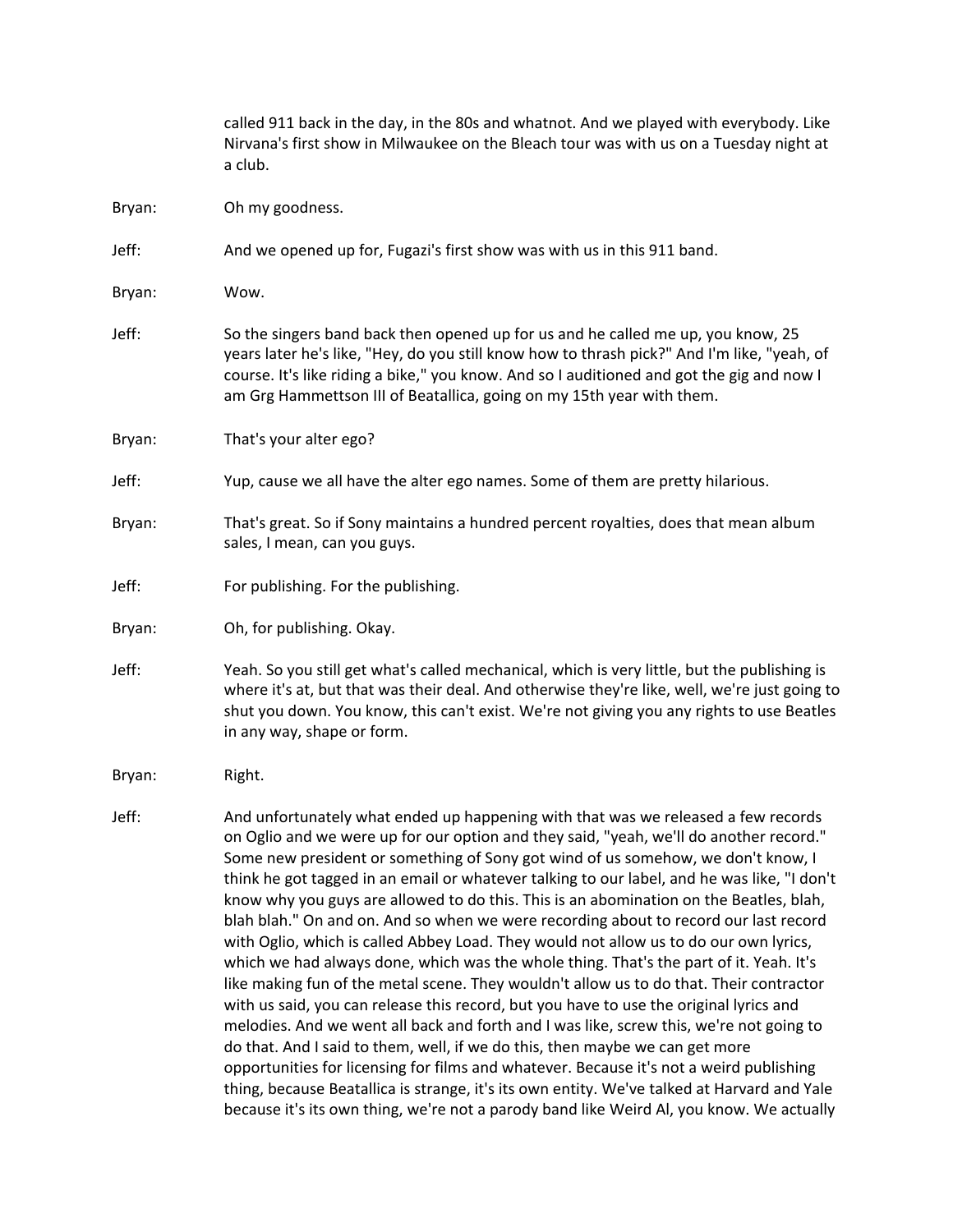called 911 back in the day, in the 80s and whatnot. And we played with everybody. Like Nirvana's first show in Milwaukee on the Bleach tour was with us on a Tuesday night at a club.

Bryan: Oh my goodness.

Jeff: And we opened up for, Fugazi's first show was with us in this 911 band.

Bryan: Wow.

Jeff: So the singers band back then opened up for us and he called me up, you know, 25 years later he's like, "Hey, do you still know how to thrash pick?" And I'm like, "yeah, of course. It's like riding a bike," you know. And so I auditioned and got the gig and now I am Grg Hammettson III of Beatallica, going on my 15th year with them.

Bryan: That's your alter ego?

Jeff: Yup, cause we all have the alter ego names. Some of them are pretty hilarious.

Bryan: That's great. So if Sony maintains a hundred percent royalties, does that mean album sales, I mean, can you guys.

Jeff: For publishing. For the publishing.

Bryan: Oh, for publishing. Okay.

Jeff: Yeah. So you still get what's called mechanical, which is very little, but the publishing is where it's at, but that was their deal. And otherwise they're like, well, we're just going to shut you down. You know, this can't exist. We're not giving you any rights to use Beatles in any way, shape or form.

Bryan: Right.

Jeff: And unfortunately what ended up happening with that was we released a few records on Oglio and we were up for our option and they said, "yeah, we'll do another record." Some new president or something of Sony got wind of us somehow, we don't know, I think he got tagged in an email or whatever talking to our label, and he was like, "I don't know why you guys are allowed to do this. This is an abomination on the Beatles, blah, blah blah." On and on. And so when we were recording about to record our last record with Oglio, which is called Abbey Load. They would not allow us to do our own lyrics, which we had always done, which was the whole thing. That's the part of it. Yeah. It's like making fun of the metal scene. They wouldn't allow us to do that. Their contractor with us said, you can release this record, but you have to use the original lyrics and melodies. And we went all back and forth and I was like, screw this, we're not going to do that. And I said to them, well, if we do this, then maybe we can get more opportunities for licensing for films and whatever. Because it's not a weird publishing thing, because Beatallica is strange, it's its own entity. We've talked at Harvard and Yale because it's its own thing, we're not a parody band like Weird Al, you know. We actually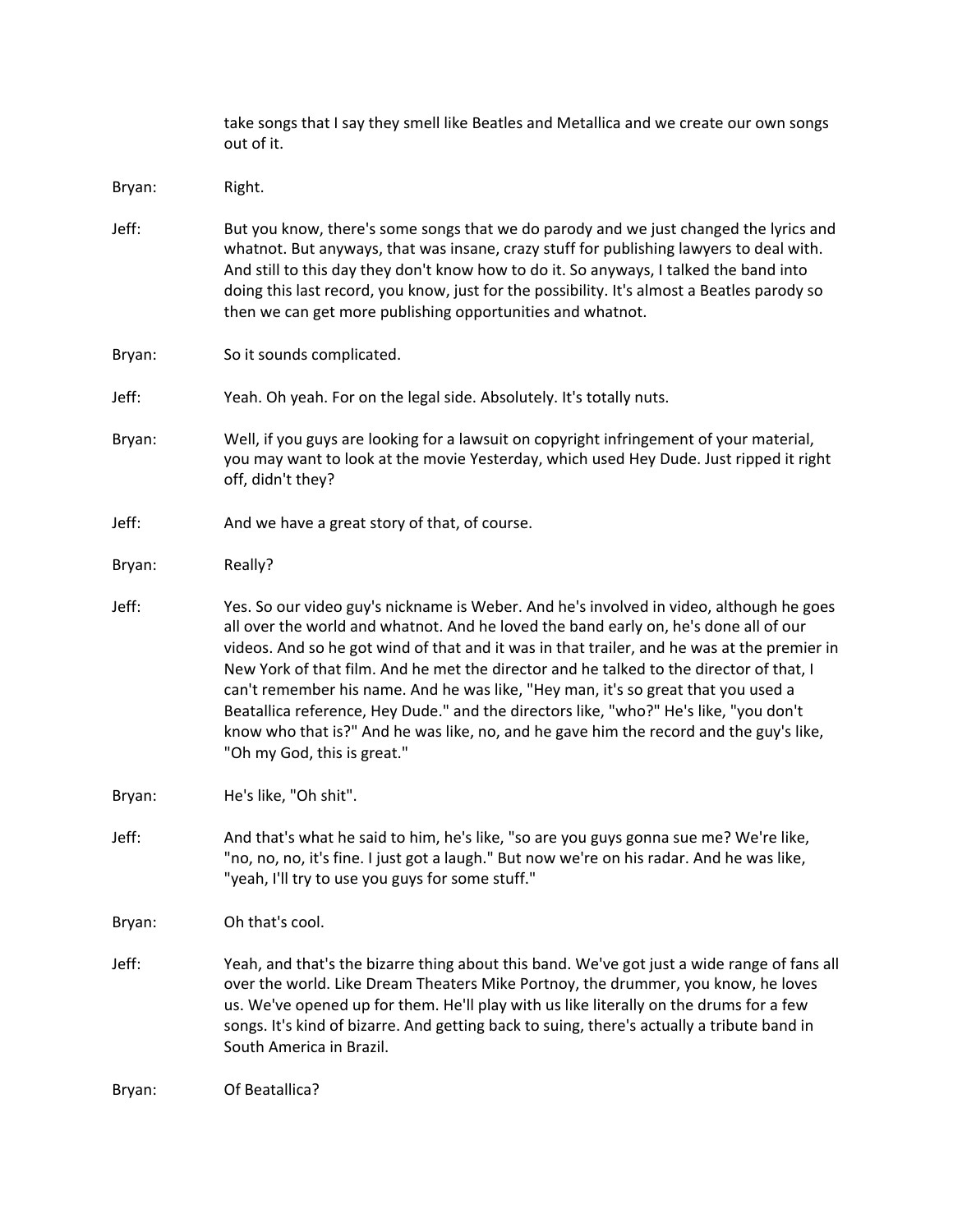take songs that I say they smell like Beatles and Metallica and we create our own songs out of it.

Bryan: Right.

Jeff: But you know, there's some songs that we do parody and we just changed the lyrics and whatnot. But anyways, that was insane, crazy stuff for publishing lawyers to deal with. And still to this day they don't know how to do it. So anyways, I talked the band into doing this last record, you know, just for the possibility. It's almost a Beatles parody so then we can get more publishing opportunities and whatnot.

Bryan: So it sounds complicated.

Jeff: Yeah. Oh yeah. For on the legal side. Absolutely. It's totally nuts.

Bryan: Well, if you guys are looking for a lawsuit on copyright infringement of your material, you may want to look at the movie Yesterday, which used Hey Dude. Just ripped it right off, didn't they?

Jeff: And we have a great story of that, of course.

Bryan: Really?

Jeff: Yes. So our video guy's nickname is Weber. And he's involved in video, although he goes all over the world and whatnot. And he loved the band early on, he's done all of our videos. And so he got wind of that and it was in that trailer, and he was at the premier in New York of that film. And he met the director and he talked to the director of that, I can't remember his name. And he was like, "Hey man, it's so great that you used a Beatallica reference, Hey Dude." and the directors like, "who?" He's like, "you don't know who that is?" And he was like, no, and he gave him the record and the guy's like, "Oh my God, this is great."

Bryan: He's like, "Oh shit".

Jeff: And that's what he said to him, he's like, "so are you guys gonna sue me? We're like, "no, no, no, it's fine. I just got a laugh." But now we're on his radar. And he was like, "yeah, I'll try to use you guys for some stuff."

Bryan: Oh that's cool.

Jeff: Yeah, and that's the bizarre thing about this band. We've got just a wide range of fans all over the world. Like Dream Theaters Mike Portnoy, the drummer, you know, he loves us. We've opened up for them. He'll play with us like literally on the drums for a few songs. It's kind of bizarre. And getting back to suing, there's actually a tribute band in South America in Brazil.

Bryan: Of Beatallica?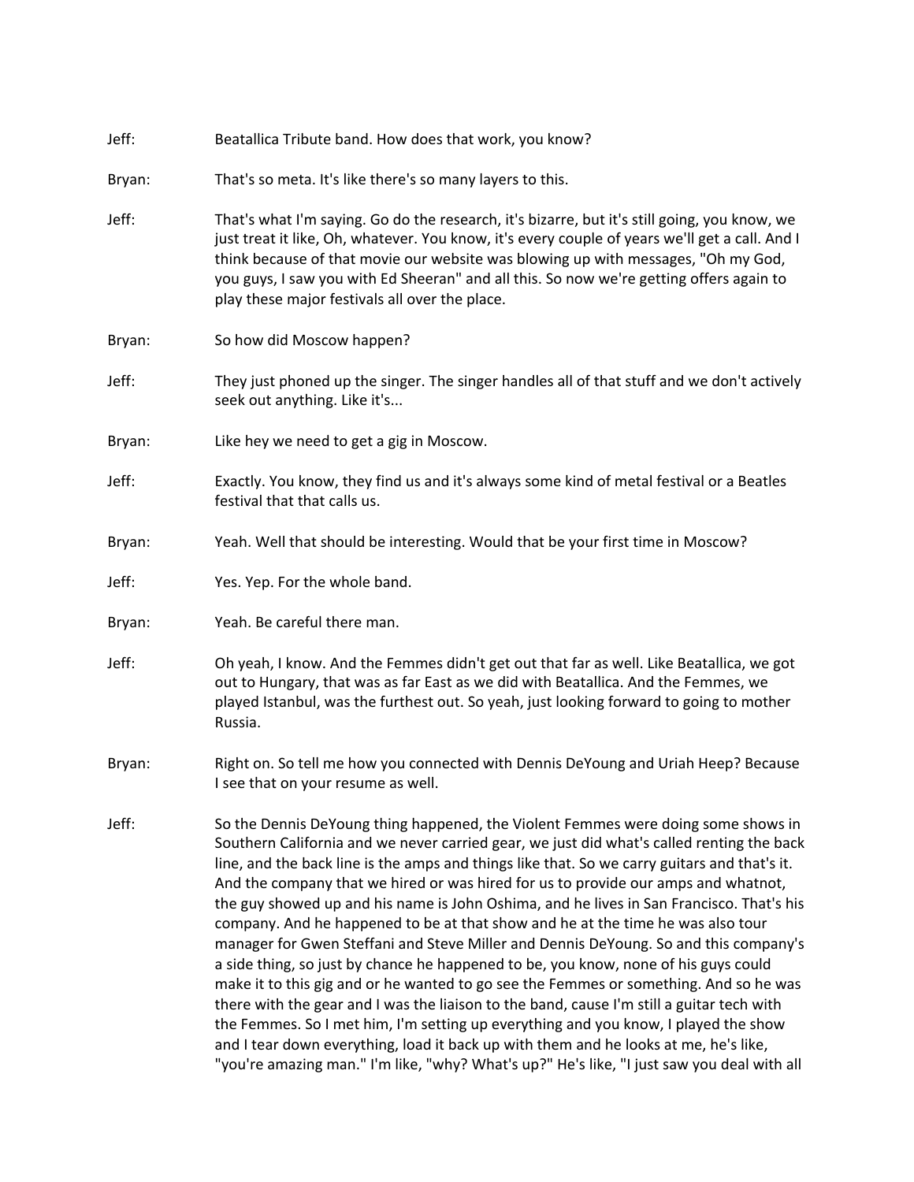Jeff: Beatallica Tribute band. How does that work, you know?

Bryan: That's so meta. It's like there's so many layers to this.

Jeff: That's what I'm saying. Go do the research, it's bizarre, but it's still going, you know, we just treat it like, Oh, whatever. You know, it's every couple of years we'll get a call. And I think because of that movie our website was blowing up with messages, "Oh my God, you guys, I saw you with Ed Sheeran" and all this. So now we're getting offers again to play these major festivals all over the place.

Bryan: So how did Moscow happen?

Jeff: They just phoned up the singer. The singer handles all of that stuff and we don't actively seek out anything. Like it's...

Bryan: Like hey we need to get a gig in Moscow.

Jeff: Exactly. You know, they find us and it's always some kind of metal festival or a Beatles festival that that calls us.

Bryan: Yeah. Well that should be interesting. Would that be your first time in Moscow?

Jeff: Yes. Yep. For the whole band.

Bryan: Yeah. Be careful there man.

Jeff: Oh yeah, I know. And the Femmes didn't get out that far as well. Like Beatallica, we got out to Hungary, that was as far East as we did with Beatallica. And the Femmes, we played Istanbul, was the furthest out. So yeah, just looking forward to going to mother Russia.

Bryan: Right on. So tell me how you connected with Dennis DeYoung and Uriah Heep? Because I see that on your resume as well.

Jeff: So the Dennis DeYoung thing happened, the Violent Femmes were doing some shows in Southern California and we never carried gear, we just did what's called renting the back line, and the back line is the amps and things like that. So we carry guitars and that's it. And the company that we hired or was hired for us to provide our amps and whatnot, the guy showed up and his name is John Oshima, and he lives in San Francisco. That's his company. And he happened to be at that show and he at the time he was also tour manager for Gwen Steffani and Steve Miller and Dennis DeYoung. So and this company's a side thing, so just by chance he happened to be, you know, none of his guys could make it to this gig and or he wanted to go see the Femmes or something. And so he was there with the gear and I was the liaison to the band, cause I'm still a guitar tech with the Femmes. So I met him, I'm setting up everything and you know, I played the show and I tear down everything, load it back up with them and he looks at me, he's like, "you're amazing man." I'm like, "why? What's up?" He's like, "I just saw you deal with all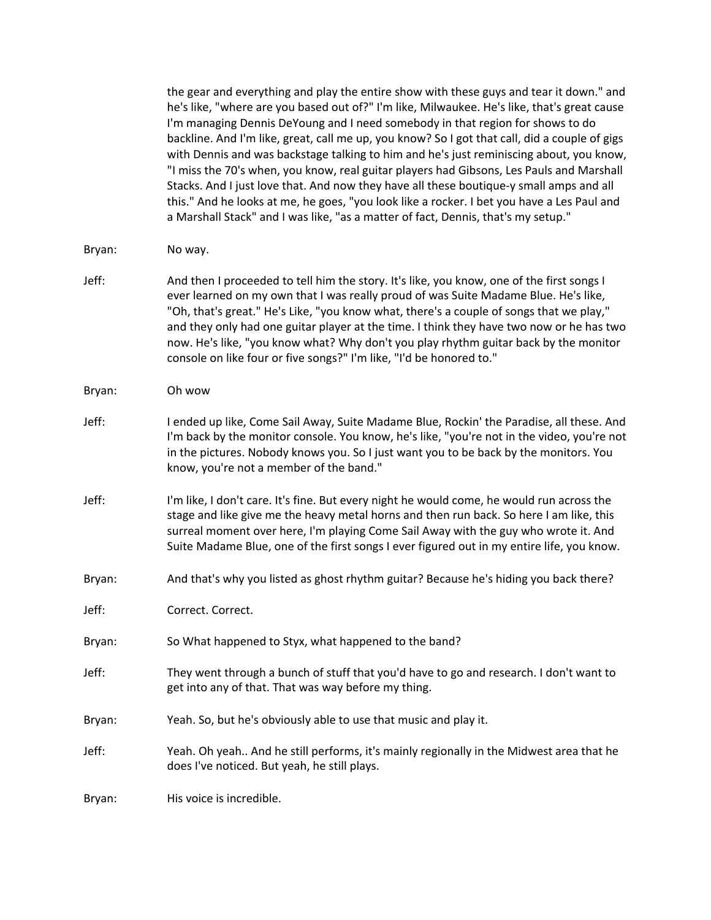the gear and everything and play the entire show with these guys and tear it down." and he's like, "where are you based out of?" I'm like, Milwaukee. He's like, that's great cause I'm managing Dennis DeYoung and I need somebody in that region for shows to do backline. And I'm like, great, call me up, you know? So I got that call, did a couple of gigs with Dennis and was backstage talking to him and he's just reminiscing about, you know, "I miss the 70's when, you know, real guitar players had Gibsons, Les Pauls and Marshall Stacks. And I just love that. And now they have all these boutique-y small amps and all this." And he looks at me, he goes, "you look like a rocker. I bet you have a Les Paul and a Marshall Stack" and I was like, "as a matter of fact, Dennis, that's my setup."

Bryan: No way.

Jeff: And then I proceeded to tell him the story. It's like, you know, one of the first songs I ever learned on my own that I was really proud of was Suite Madame Blue. He's like, "Oh, that's great." He's Like, "you know what, there's a couple of songs that we play," and they only had one guitar player at the time. I think they have two now or he has two now. He's like, "you know what? Why don't you play rhythm guitar back by the monitor console on like four or five songs?" I'm like, "I'd be honored to."

Bryan: Oh wow

Jeff: I ended up like, Come Sail Away, Suite Madame Blue, Rockin' the Paradise, all these. And I'm back by the monitor console. You know, he's like, "you're not in the video, you're not in the pictures. Nobody knows you. So I just want you to be back by the monitors. You know, you're not a member of the band."

Jeff: I'm like, I don't care. It's fine. But every night he would come, he would run across the stage and like give me the heavy metal horns and then run back. So here I am like, this surreal moment over here, I'm playing Come Sail Away with the guy who wrote it. And Suite Madame Blue, one of the first songs I ever figured out in my entire life, you know.

Bryan: And that's why you listed as ghost rhythm guitar? Because he's hiding you back there?

Jeff: Correct. Correct.

Bryan: So What happened to Styx, what happened to the band?

Jeff: They went through a bunch of stuff that you'd have to go and research. I don't want to get into any of that. That was way before my thing.

Bryan: Yeah. So, but he's obviously able to use that music and play it.

Jeff: Yeah. Oh yeah.. And he still performs, it's mainly regionally in the Midwest area that he does I've noticed. But yeah, he still plays.

Bryan: His voice is incredible.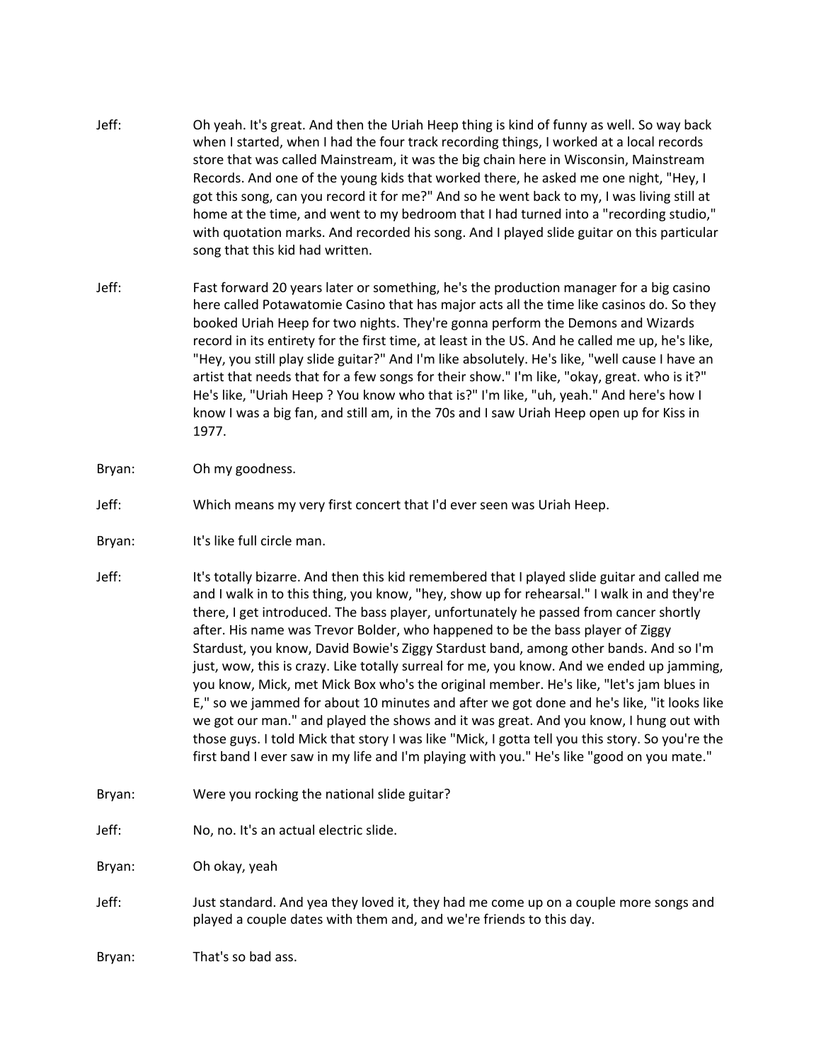Jeff: Oh yeah. It's great. And then the Uriah Heep thing is kind of funny as well. So way back when I started, when I had the four track recording things, I worked at a local records store that was called Mainstream, it was the big chain here in Wisconsin, Mainstream Records. And one of the young kids that worked there, he asked me one night, "Hey, I got this song, can you record it for me?" And so he went back to my, I was living still at home at the time, and went to my bedroom that I had turned into a "recording studio," with quotation marks. And recorded his song. And I played slide guitar on this particular song that this kid had written.

Jeff: Fast forward 20 years later or something, he's the production manager for a big casino here called Potawatomie Casino that has major acts all the time like casinos do. So they booked Uriah Heep for two nights. They're gonna perform the Demons and Wizards record in its entirety for the first time, at least in the US. And he called me up, he's like, "Hey, you still play slide guitar?" And I'm like absolutely. He's like, "well cause I have an artist that needs that for a few songs for their show." I'm like, "okay, great. who is it?" He's like, "Uriah Heep ? You know who that is?" I'm like, "uh, yeah." And here's how I know I was a big fan, and still am, in the 70s and I saw Uriah Heep open up for Kiss in 1977.

Bryan: Oh my goodness.

Jeff: Which means my very first concert that I'd ever seen was Uriah Heep.

Bryan: It's like full circle man.

Jeff: It's totally bizarre. And then this kid remembered that I played slide guitar and called me and I walk in to this thing, you know, "hey, show up for rehearsal." I walk in and they're there, I get introduced. The bass player, unfortunately he passed from cancer shortly after. His name was Trevor Bolder, who happened to be the bass player of Ziggy Stardust, you know, David Bowie's Ziggy Stardust band, among other bands. And so I'm just, wow, this is crazy. Like totally surreal for me, you know. And we ended up jamming, you know, Mick, met Mick Box who's the original member. He's like, "let's jam blues in E," so we jammed for about 10 minutes and after we got done and he's like, "it looks like we got our man." and played the shows and it was great. And you know, I hung out with those guys. I told Mick that story I was like "Mick, I gotta tell you this story. So you're the first band I ever saw in my life and I'm playing with you." He's like "good on you mate."

Bryan: Were you rocking the national slide guitar?

Jeff: No, no. It's an actual electric slide.

Bryan: Oh okay, yeah

Jeff: Just standard. And yea they loved it, they had me come up on a couple more songs and played a couple dates with them and, and we're friends to this day.

Bryan: That's so bad ass.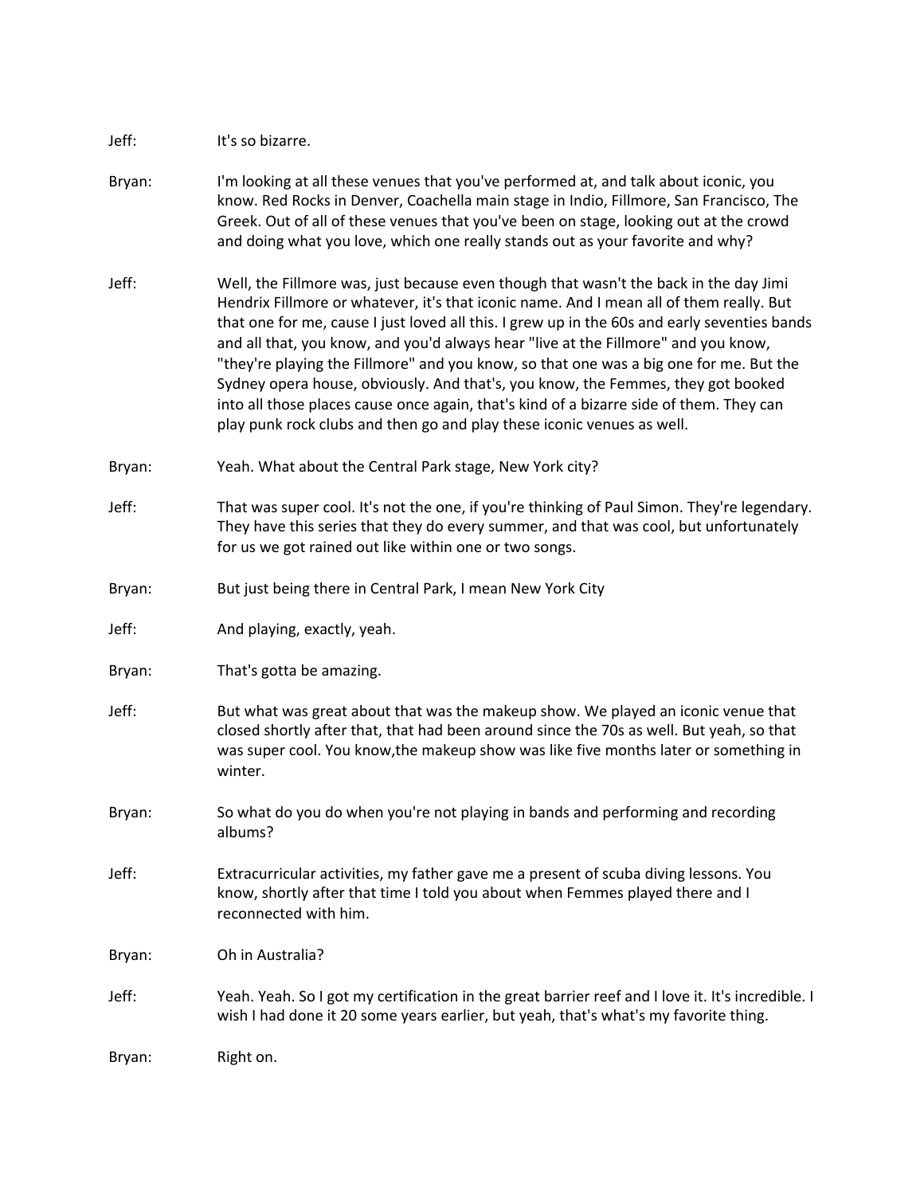Jeff: It's so bizarre.

Bryan: I'm looking at all these venues that you've performed at, and talk about iconic, you know. Red Rocks in Denver, Coachella main stage in Indio, Fillmore, San Francisco, The Greek. Out of all of these venues that you've been on stage, looking out at the crowd and doing what you love, which one really stands out as your favorite and why?

Jeff: Well, the Fillmore was, just because even though that wasn't the back in the day Jimi Hendrix Fillmore or whatever, it's that iconic name. And I mean all of them really. But that one for me, cause I just loved all this. I grew up in the 60s and early seventies bands and all that, you know, and you'd always hear "live at the Fillmore" and you know, "they're playing the Fillmore" and you know, so that one was a big one for me. But the Sydney opera house, obviously. And that's, you know, the Femmes, they got booked into all those places cause once again, that's kind of a bizarre side of them. They can play punk rock clubs and then go and play these iconic venues as well.

Bryan: Yeah. What about the Central Park stage, New York city?

Jeff: That was super cool. It's not the one, if you're thinking of Paul Simon. They're legendary. They have this series that they do every summer, and that was cool, but unfortunately for us we got rained out like within one or two songs.

Bryan: But just being there in Central Park, I mean New York City

Jeff: And playing, exactly, yeah.

Bryan: That's gotta be amazing.

Jeff: But what was great about that was the makeup show. We played an iconic venue that closed shortly after that, that had been around since the 70s as well. But yeah, so that was super cool. You know,the makeup show was like five months later or something in winter.

Bryan: So what do you do when you're not playing in bands and performing and recording albums?

Jeff: Extracurricular activities, my father gave me a present of scuba diving lessons. You know, shortly after that time I told you about when Femmes played there and I reconnected with him.

Bryan: Oh in Australia?

Jeff: Yeah. Yeah. So I got my certification in the great barrier reef and I love it. It's incredible. I wish I had done it 20 some years earlier, but yeah, that's what's my favorite thing.

Bryan: Right on.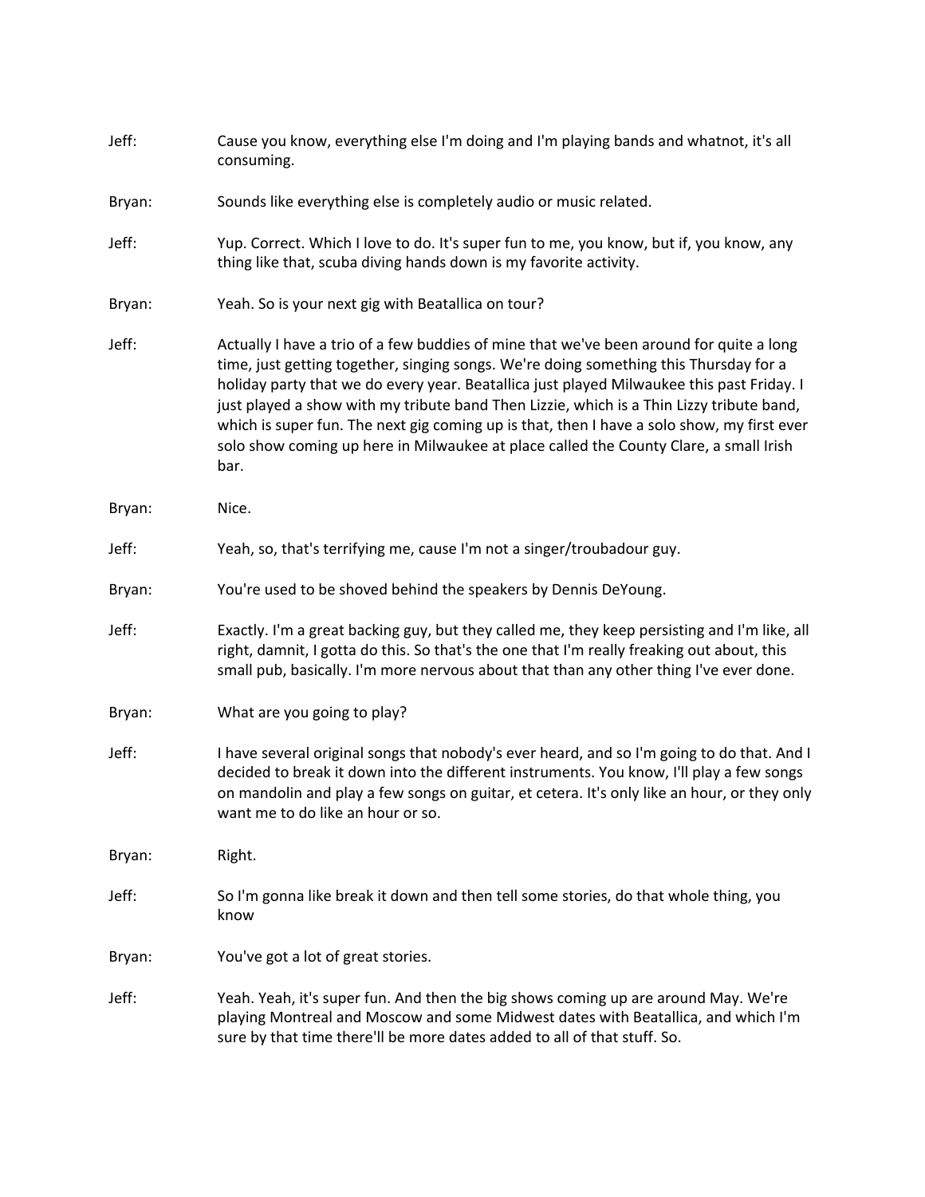Jeff: Cause you know, everything else I'm doing and I'm playing bands and whatnot, it's all consuming.

Bryan: Sounds like everything else is completely audio or music related.

Jeff: Yup. Correct. Which I love to do. It's super fun to me, you know, but if, you know, any thing like that, scuba diving hands down is my favorite activity.

Bryan: Yeah. So is your next gig with Beatallica on tour?

Jeff: Actually I have a trio of a few buddies of mine that we've been around for quite a long time, just getting together, singing songs. We're doing something this Thursday for a holiday party that we do every year. Beatallica just played Milwaukee this past Friday. I just played a show with my tribute band Then Lizzie, which is a Thin Lizzy tribute band, which is super fun. The next gig coming up is that, then I have a solo show, my first ever solo show coming up here in Milwaukee at place called the County Clare, a small Irish bar.

Bryan: Nice.

Jeff: Yeah, so, that's terrifying me, cause I'm not a singer/troubadour guy.

Bryan: You're used to be shoved behind the speakers by Dennis DeYoung.

Jeff: Exactly. I'm a great backing guy, but they called me, they keep persisting and I'm like, all right, damnit, I gotta do this. So that's the one that I'm really freaking out about, this small pub, basically. I'm more nervous about that than any other thing I've ever done.

Bryan: What are you going to play?

Jeff: I have several original songs that nobody's ever heard, and so I'm going to do that. And I decided to break it down into the different instruments. You know, I'll play a few songs on mandolin and play a few songs on guitar, et cetera. It's only like an hour, or they only want me to do like an hour or so.

Bryan: Right.

Jeff: So I'm gonna like break it down and then tell some stories, do that whole thing, you know

Bryan: You've got a lot of great stories.

Jeff: Yeah. Yeah, it's super fun. And then the big shows coming up are around May. We're playing Montreal and Moscow and some Midwest dates with Beatallica, and which I'm sure by that time there'll be more dates added to all of that stuff. So.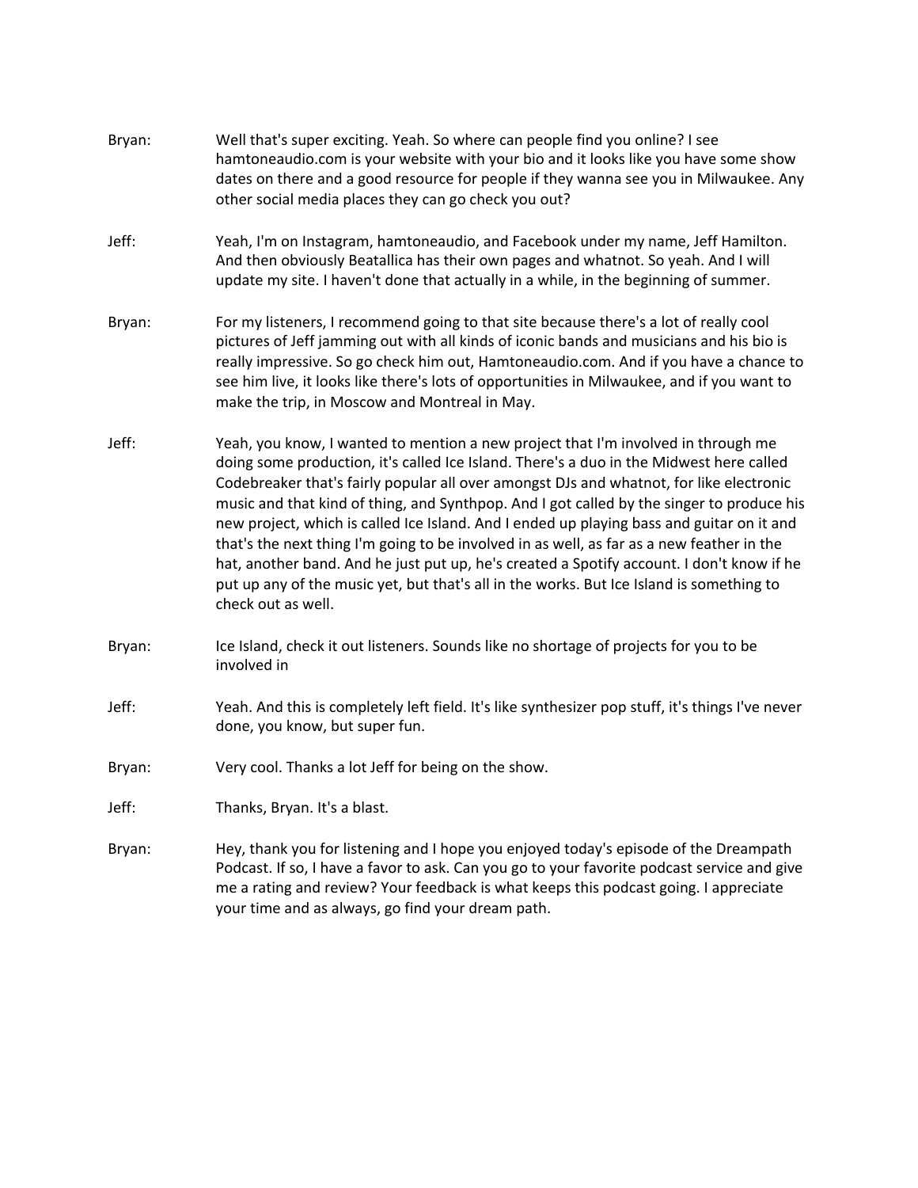Bryan: Well that's super exciting. Yeah. So where can people find you online? I see hamtoneaudio.com is your website with your bio and it looks like you have some show dates on there and a good resource for people if they wanna see you in Milwaukee. Any other social media places they can go check you out?

Jeff: Yeah, I'm on Instagram, hamtoneaudio, and Facebook under my name, Jeff Hamilton. And then obviously Beatallica has their own pages and whatnot. So yeah. And I will update my site. I haven't done that actually in a while, in the beginning of summer.

Bryan: For my listeners, I recommend going to that site because there's a lot of really cool pictures of Jeff jamming out with all kinds of iconic bands and musicians and his bio is really impressive. So go check him out, Hamtoneaudio.com. And if you have a chance to see him live, it looks like there's lots of opportunities in Milwaukee, and if you want to make the trip, in Moscow and Montreal in May.

Jeff: Yeah, you know, I wanted to mention a new project that I'm involved in through me doing some production, it's called Ice Island. There's a duo in the Midwest here called Codebreaker that's fairly popular all over amongst DJs and whatnot, for like electronic music and that kind of thing, and Synthpop. And I got called by the singer to produce his new project, which is called Ice Island. And I ended up playing bass and guitar on it and that's the next thing I'm going to be involved in as well, as far as a new feather in the hat, another band. And he just put up, he's created a Spotify account. I don't know if he put up any of the music yet, but that's all in the works. But Ice Island is something to check out as well.

Bryan: Ice Island, check it out listeners. Sounds like no shortage of projects for you to be involved in

Jeff: Yeah. And this is completely left field. It's like synthesizer pop stuff, it's things I've never done, you know, but super fun.

Bryan: Very cool. Thanks a lot Jeff for being on the show.

Jeff: Thanks, Bryan. It's a blast.

Bryan: Hey, thank you for listening and I hope you enjoyed today's episode of the Dreampath Podcast. If so, I have a favor to ask. Can you go to your favorite podcast service and give me a rating and review? Your feedback is what keeps this podcast going. I appreciate your time and as always, go find your dream path.